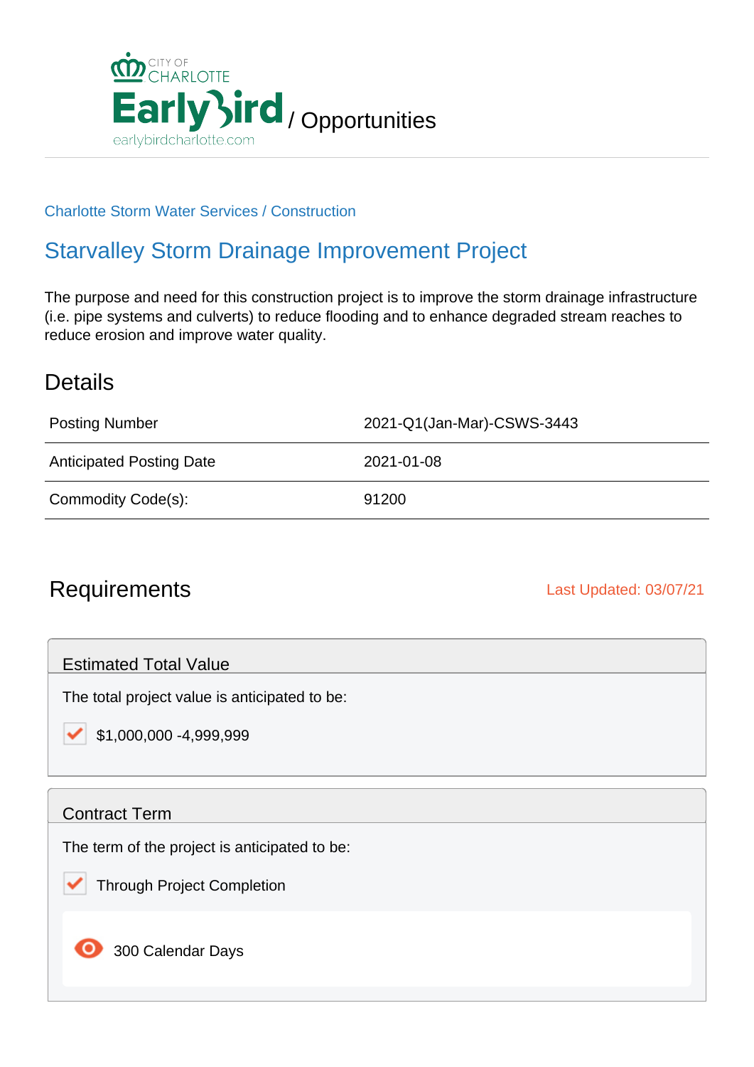CITY OF CHARLOTTE EarlyBird / Opportunities

earlybirdcharlotte.com

Charlotte Storm Water Services / Construction

# Starvalley Storm Drainage Improvement Project

The purpose and need for this construction project is to improve the storm drainage infrastructure (i.e. pipe systems and culverts) to reduce flooding and to enhance degraded stream reaches to reduce erosion and improve water quality.

## Details

| | |
|---|---|
| Posting Number | 2021-Q1(Jan-Mar)-CSWS-3443 |
| Anticipated Posting Date | 2021-01-08 |
| Commodity Code(s): | 91200 |

## Requirements

Last Updated: 03/07/21

### Estimated Total Value

The total project value is anticipated to be:

- [x] $1,000,000 -4,999,999

### Contract Term

The term of the project is anticipated to be:

- [x] Through Project Completion

300 Calendar Days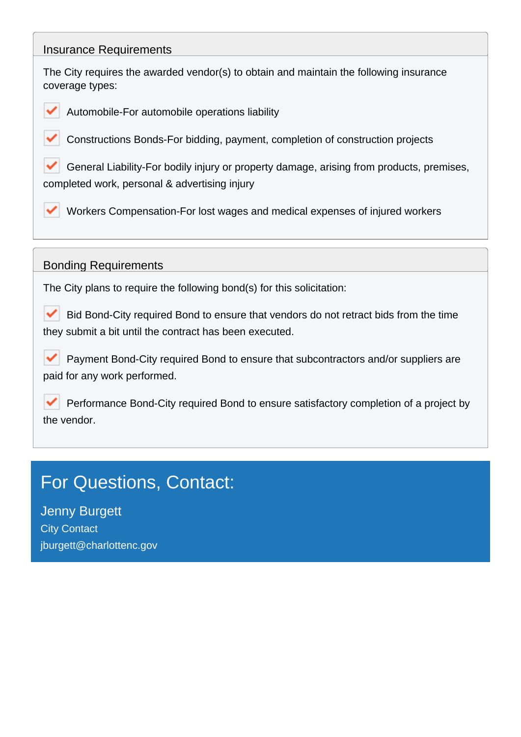## Insurance Requirements

The City requires the awarded vendor(s) to obtain and maintain the following insurance coverage types:

- ☑ Automobile-For automobile operations liability
- ☑ Constructions Bonds-For bidding, payment, completion of construction projects
- ☑ General Liability-For bodily injury or property damage, arising from products, premises, completed work, personal & advertising injury
- ☑ Workers Compensation-For lost wages and medical expenses of injured workers

## Bonding Requirements

The City plans to require the following bond(s) for this solicitation:

- ☑ Bid Bond-City required Bond to ensure that vendors do not retract bids from the time they submit a bit until the contract has been executed.
- ☑ Payment Bond-City required Bond to ensure that subcontractors and/or suppliers are paid for any work performed.
- ☑ Performance Bond-City required Bond to ensure satisfactory completion of a project by the vendor.

## For Questions, Contact:

Jenny Burgett
City Contact
jburgett@charlottenc.gov